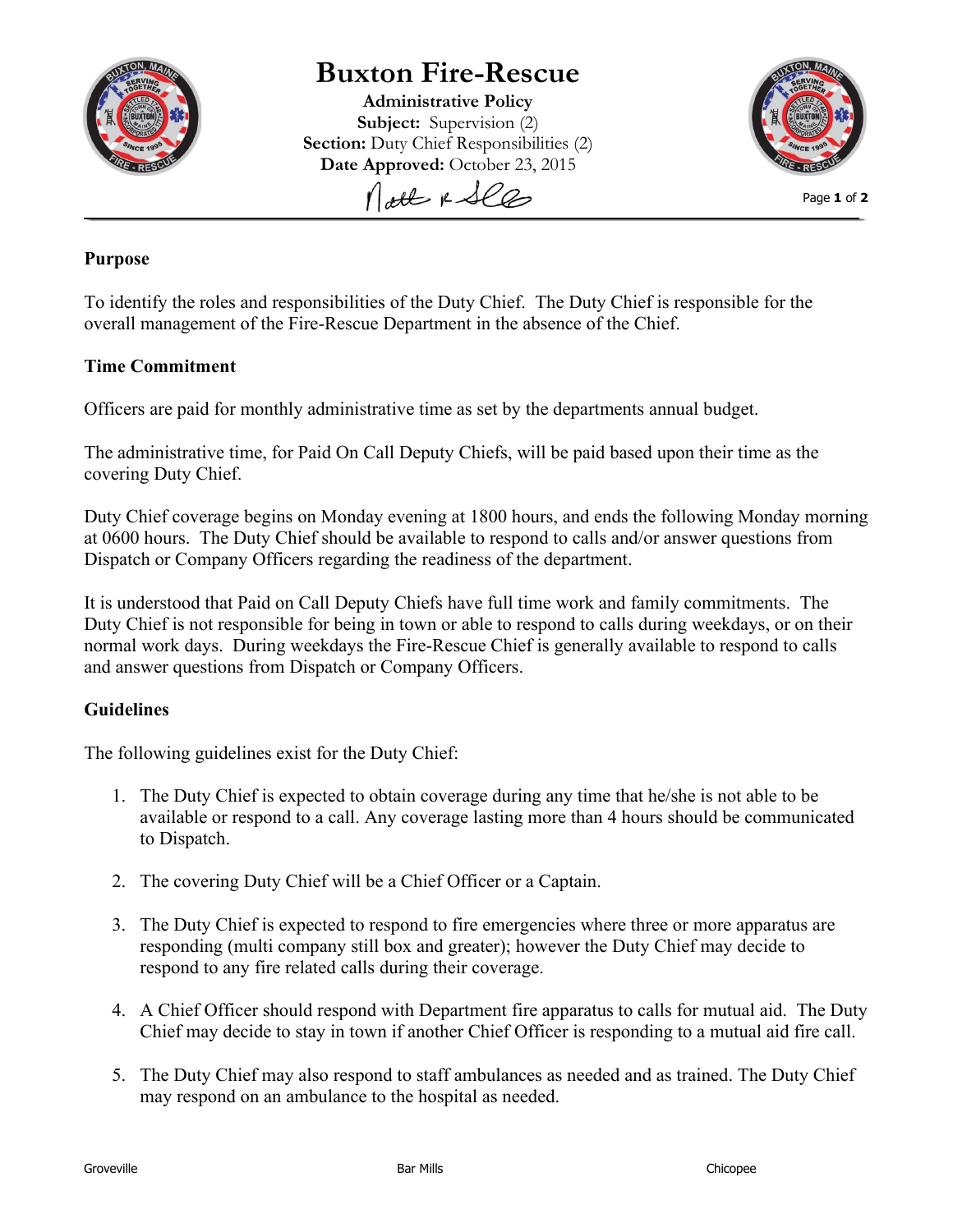# Buxton Fire-Rescue

**Administrative Policy**
**Subject:** Supervision (2)
**Section:** Duty Chief Responsibilities (2)
**Date Approved:** October 23, 2015

## Purpose

To identify the roles and responsibilities of the Duty Chief. The Duty Chief is responsible for the overall management of the Fire-Rescue Department in the absence of the Chief.

## Time Commitment

Officers are paid for monthly administrative time as set by the departments annual budget.

The administrative time, for Paid On Call Deputy Chiefs, will be paid based upon their time as the covering Duty Chief.

Duty Chief coverage begins on Monday evening at 1800 hours, and ends the following Monday morning at 0600 hours. The Duty Chief should be available to respond to calls and/or answer questions from Dispatch or Company Officers regarding the readiness of the department.

It is understood that Paid on Call Deputy Chiefs have full time work and family commitments. The Duty Chief is not responsible for being in town or able to respond to calls during weekdays, or on their normal work days. During weekdays the Fire-Rescue Chief is generally available to respond to calls and answer questions from Dispatch or Company Officers.

## Guidelines

The following guidelines exist for the Duty Chief:

1. The Duty Chief is expected to obtain coverage during any time that he/she is not able to be available or respond to a call. Any coverage lasting more than 4 hours should be communicated to Dispatch.

2. The covering Duty Chief will be a Chief Officer or a Captain.

3. The Duty Chief is expected to respond to fire emergencies where three or more apparatus are responding (multi company still box and greater); however the Duty Chief may decide to respond to any fire related calls during their coverage.

4. A Chief Officer should respond with Department fire apparatus to calls for mutual aid. The Duty Chief may decide to stay in town if another Chief Officer is responding to a mutual aid fire call.

5. The Duty Chief may also respond to staff ambulances as needed and as trained. The Duty Chief may respond on an ambulance to the hospital as needed.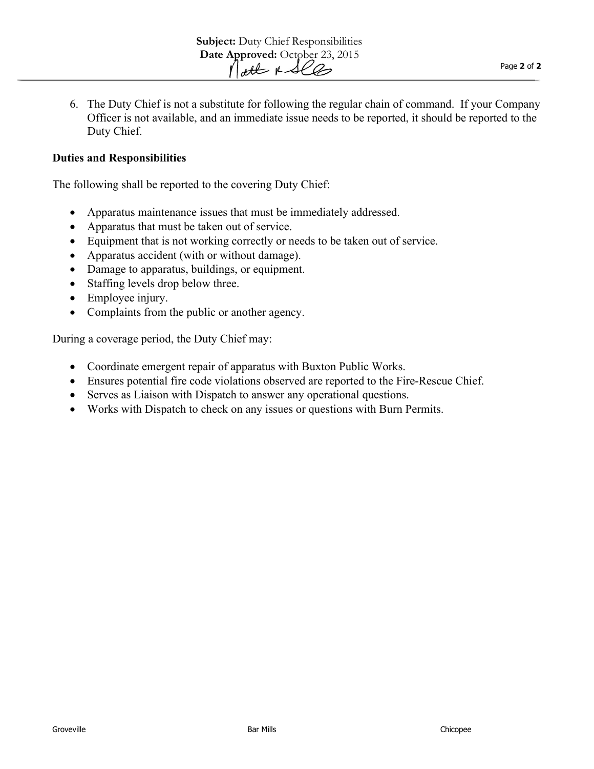6. The Duty Chief is not a substitute for following the regular chain of command. If your Company Officer is not available, and an immediate issue needs to be reported, it should be reported to the Duty Chief.

**Duties and Responsibilities**

The following shall be reported to the covering Duty Chief:

- Apparatus maintenance issues that must be immediately addressed.
- Apparatus that must be taken out of service.
- Equipment that is not working correctly or needs to be taken out of service.
- Apparatus accident (with or without damage).
- Damage to apparatus, buildings, or equipment.
- Staffing levels drop below three.
- Employee injury.
- Complaints from the public or another agency.

During a coverage period, the Duty Chief may:

- Coordinate emergent repair of apparatus with Buxton Public Works.
- Ensures potential fire code violations observed are reported to the Fire-Rescue Chief.
- Serves as Liaison with Dispatch to answer any operational questions.
- Works with Dispatch to check on any issues or questions with Burn Permits.